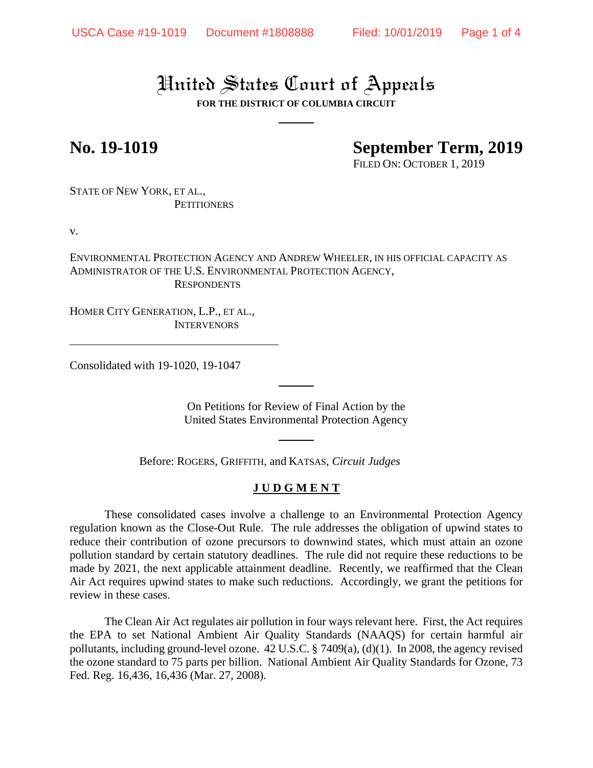# United States Court of Appeals

**FOR THE DISTRICT OF COLUMBIA CIRCUIT**

---

**No. 19-1019** **September Term, 2019**

FILED ON: OCTOBER 1, 2019

STATE OF NEW YORK, ET AL.,
PETITIONERS

v.

ENVIRONMENTAL PROTECTION AGENCY AND ANDREW WHEELER, IN HIS OFFICIAL CAPACITY AS ADMINISTRATOR OF THE U.S. ENVIRONMENTAL PROTECTION AGENCY,
RESPONDENTS

HOMER CITY GENERATION, L.P., ET AL.,
INTERVENORS

---

Consolidated with 19-1020, 19-1047

---

On Petitions for Review of Final Action by the
United States Environmental Protection Agency

---

Before: ROGERS, GRIFFITH, and KATSAS, *Circuit Judges*

**J U D G M E N T**

These consolidated cases involve a challenge to an Environmental Protection Agency regulation known as the Close-Out Rule. The rule addresses the obligation of upwind states to reduce their contribution of ozone precursors to downwind states, which must attain an ozone pollution standard by certain statutory deadlines. The rule did not require these reductions to be made by 2021, the next applicable attainment deadline. Recently, we reaffirmed that the Clean Air Act requires upwind states to make such reductions. Accordingly, we grant the petitions for review in these cases.

The Clean Air Act regulates air pollution in four ways relevant here. First, the Act requires the EPA to set National Ambient Air Quality Standards (NAAQS) for certain harmful air pollutants, including ground-level ozone. 42 U.S.C. § 7409(a), (d)(1). In 2008, the agency revised the ozone standard to 75 parts per billion. National Ambient Air Quality Standards for Ozone, 73 Fed. Reg. 16,436, 16,436 (Mar. 27, 2008).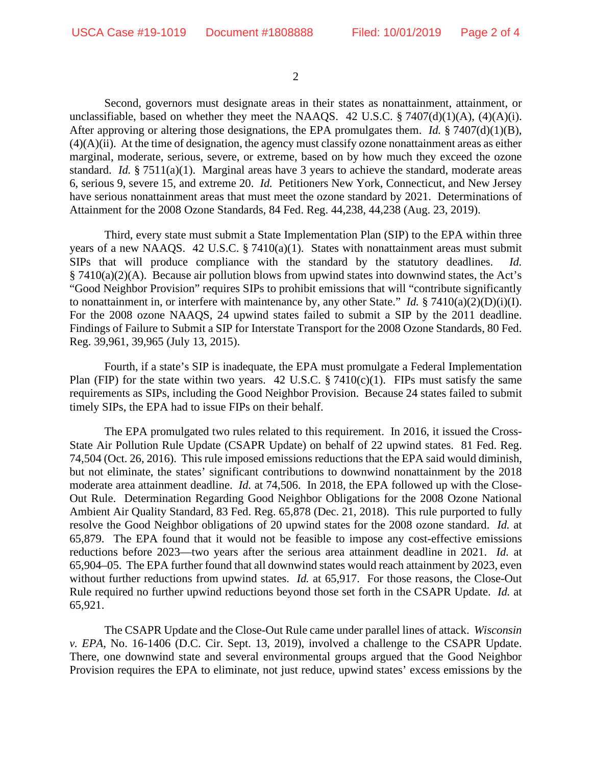Second, governors must designate areas in their states as nonattainment, attainment, or unclassifiable, based on whether they meet the NAAQS. 42 U.S.C. § 7407(d)(1)(A), (4)(A)(i). After approving or altering those designations, the EPA promulgates them. *Id.* § 7407(d)(1)(B), (4)(A)(ii). At the time of designation, the agency must classify ozone nonattainment areas as either marginal, moderate, serious, severe, or extreme, based on by how much they exceed the ozone standard. *Id.* § 7511(a)(1). Marginal areas have 3 years to achieve the standard, moderate areas 6, serious 9, severe 15, and extreme 20. *Id.* Petitioners New York, Connecticut, and New Jersey have serious nonattainment areas that must meet the ozone standard by 2021. Determinations of Attainment for the 2008 Ozone Standards, 84 Fed. Reg. 44,238, 44,238 (Aug. 23, 2019).

Third, every state must submit a State Implementation Plan (SIP) to the EPA within three years of a new NAAQS. 42 U.S.C. § 7410(a)(1). States with nonattainment areas must submit SIPs that will produce compliance with the standard by the statutory deadlines. *Id.* § 7410(a)(2)(A). Because air pollution blows from upwind states into downwind states, the Act's "Good Neighbor Provision" requires SIPs to prohibit emissions that will "contribute significantly to nonattainment in, or interfere with maintenance by, any other State." *Id.* § 7410(a)(2)(D)(i)(I). For the 2008 ozone NAAQS, 24 upwind states failed to submit a SIP by the 2011 deadline. Findings of Failure to Submit a SIP for Interstate Transport for the 2008 Ozone Standards, 80 Fed. Reg. 39,961, 39,965 (July 13, 2015).

Fourth, if a state's SIP is inadequate, the EPA must promulgate a Federal Implementation Plan (FIP) for the state within two years. 42 U.S.C. § 7410(c)(1). FIPs must satisfy the same requirements as SIPs, including the Good Neighbor Provision. Because 24 states failed to submit timely SIPs, the EPA had to issue FIPs on their behalf.

The EPA promulgated two rules related to this requirement. In 2016, it issued the Cross-State Air Pollution Rule Update (CSAPR Update) on behalf of 22 upwind states. 81 Fed. Reg. 74,504 (Oct. 26, 2016). This rule imposed emissions reductions that the EPA said would diminish, but not eliminate, the states' significant contributions to downwind nonattainment by the 2018 moderate area attainment deadline. *Id.* at 74,506. In 2018, the EPA followed up with the Close-Out Rule. Determination Regarding Good Neighbor Obligations for the 2008 Ozone National Ambient Air Quality Standard, 83 Fed. Reg. 65,878 (Dec. 21, 2018). This rule purported to fully resolve the Good Neighbor obligations of 20 upwind states for the 2008 ozone standard. *Id.* at 65,879. The EPA found that it would not be feasible to impose any cost-effective emissions reductions before 2023—two years after the serious area attainment deadline in 2021. *Id.* at 65,904–05. The EPA further found that all downwind states would reach attainment by 2023, even without further reductions from upwind states. *Id.* at 65,917. For those reasons, the Close-Out Rule required no further upwind reductions beyond those set forth in the CSAPR Update. *Id.* at 65,921.

The CSAPR Update and the Close-Out Rule came under parallel lines of attack. *Wisconsin v. EPA*, No. 16-1406 (D.C. Cir. Sept. 13, 2019), involved a challenge to the CSAPR Update. There, one downwind state and several environmental groups argued that the Good Neighbor Provision requires the EPA to eliminate, not just reduce, upwind states' excess emissions by the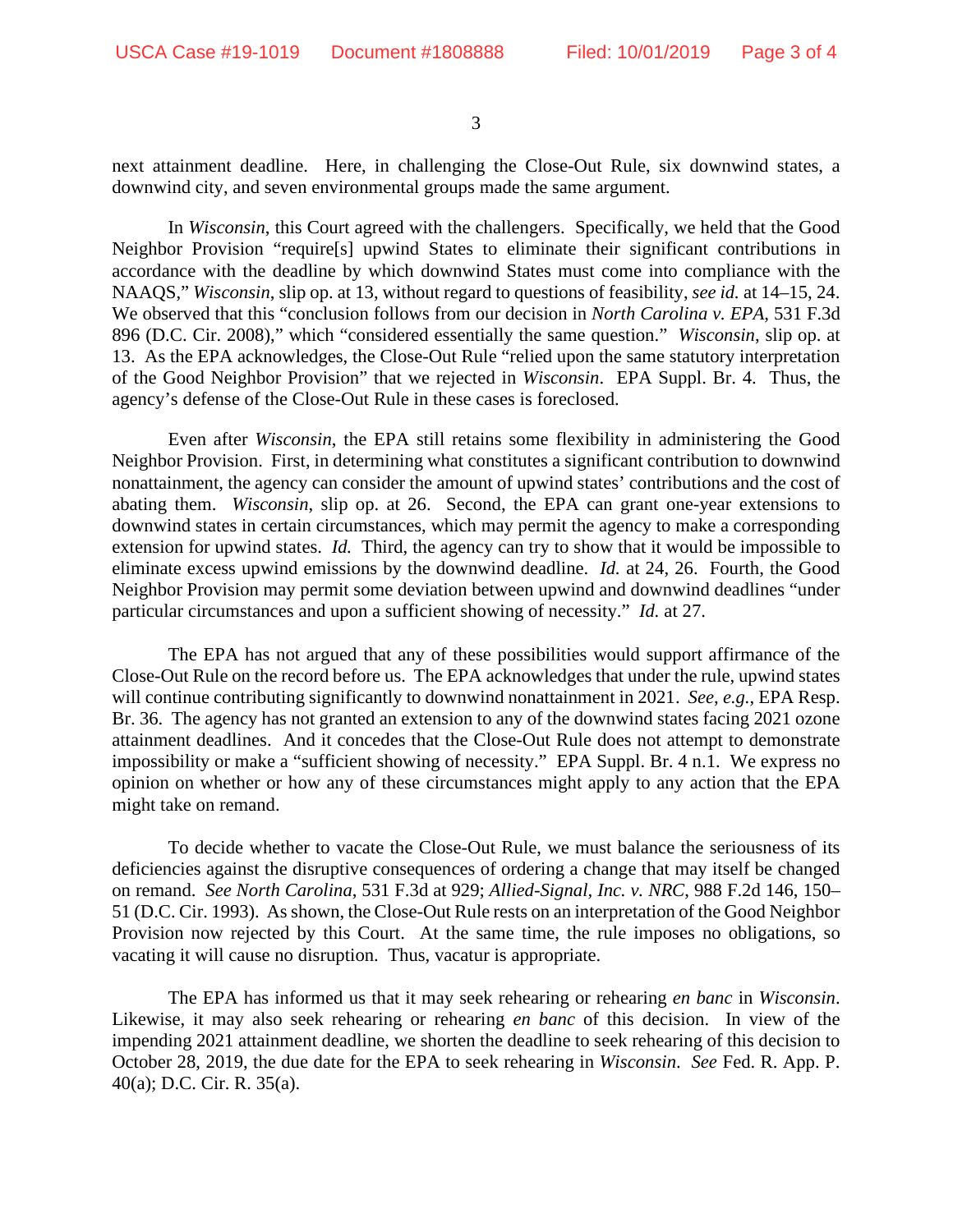next attainment deadline. Here, in challenging the Close-Out Rule, six downwind states, a downwind city, and seven environmental groups made the same argument.

In *Wisconsin*, this Court agreed with the challengers. Specifically, we held that the Good Neighbor Provision "require[s] upwind States to eliminate their significant contributions in accordance with the deadline by which downwind States must come into compliance with the NAAQS," *Wisconsin*, slip op. at 13, without regard to questions of feasibility, *see id.* at 14–15, 24. We observed that this "conclusion follows from our decision in *North Carolina v. EPA*, 531 F.3d 896 (D.C. Cir. 2008)," which "considered essentially the same question." *Wisconsin*, slip op. at 13. As the EPA acknowledges, the Close-Out Rule "relied upon the same statutory interpretation of the Good Neighbor Provision" that we rejected in *Wisconsin*. EPA Suppl. Br. 4. Thus, the agency's defense of the Close-Out Rule in these cases is foreclosed.

Even after *Wisconsin*, the EPA still retains some flexibility in administering the Good Neighbor Provision. First, in determining what constitutes a significant contribution to downwind nonattainment, the agency can consider the amount of upwind states' contributions and the cost of abating them. *Wisconsin*, slip op. at 26. Second, the EPA can grant one-year extensions to downwind states in certain circumstances, which may permit the agency to make a corresponding extension for upwind states. *Id.* Third, the agency can try to show that it would be impossible to eliminate excess upwind emissions by the downwind deadline. *Id.* at 24, 26. Fourth, the Good Neighbor Provision may permit some deviation between upwind and downwind deadlines "under particular circumstances and upon a sufficient showing of necessity." *Id.* at 27.

The EPA has not argued that any of these possibilities would support affirmance of the Close-Out Rule on the record before us. The EPA acknowledges that under the rule, upwind states will continue contributing significantly to downwind nonattainment in 2021. *See, e.g.*, EPA Resp. Br. 36. The agency has not granted an extension to any of the downwind states facing 2021 ozone attainment deadlines. And it concedes that the Close-Out Rule does not attempt to demonstrate impossibility or make a "sufficient showing of necessity." EPA Suppl. Br. 4 n.1. We express no opinion on whether or how any of these circumstances might apply to any action that the EPA might take on remand.

To decide whether to vacate the Close-Out Rule, we must balance the seriousness of its deficiencies against the disruptive consequences of ordering a change that may itself be changed on remand. *See North Carolina*, 531 F.3d at 929; *Allied-Signal, Inc. v. NRC*, 988 F.2d 146, 150–51 (D.C. Cir. 1993). As shown, the Close-Out Rule rests on an interpretation of the Good Neighbor Provision now rejected by this Court. At the same time, the rule imposes no obligations, so vacating it will cause no disruption. Thus, vacatur is appropriate.

The EPA has informed us that it may seek rehearing or rehearing *en banc* in *Wisconsin*. Likewise, it may also seek rehearing or rehearing *en banc* of this decision. In view of the impending 2021 attainment deadline, we shorten the deadline to seek rehearing of this decision to October 28, 2019, the due date for the EPA to seek rehearing in *Wisconsin*. *See* Fed. R. App. P. 40(a); D.C. Cir. R. 35(a).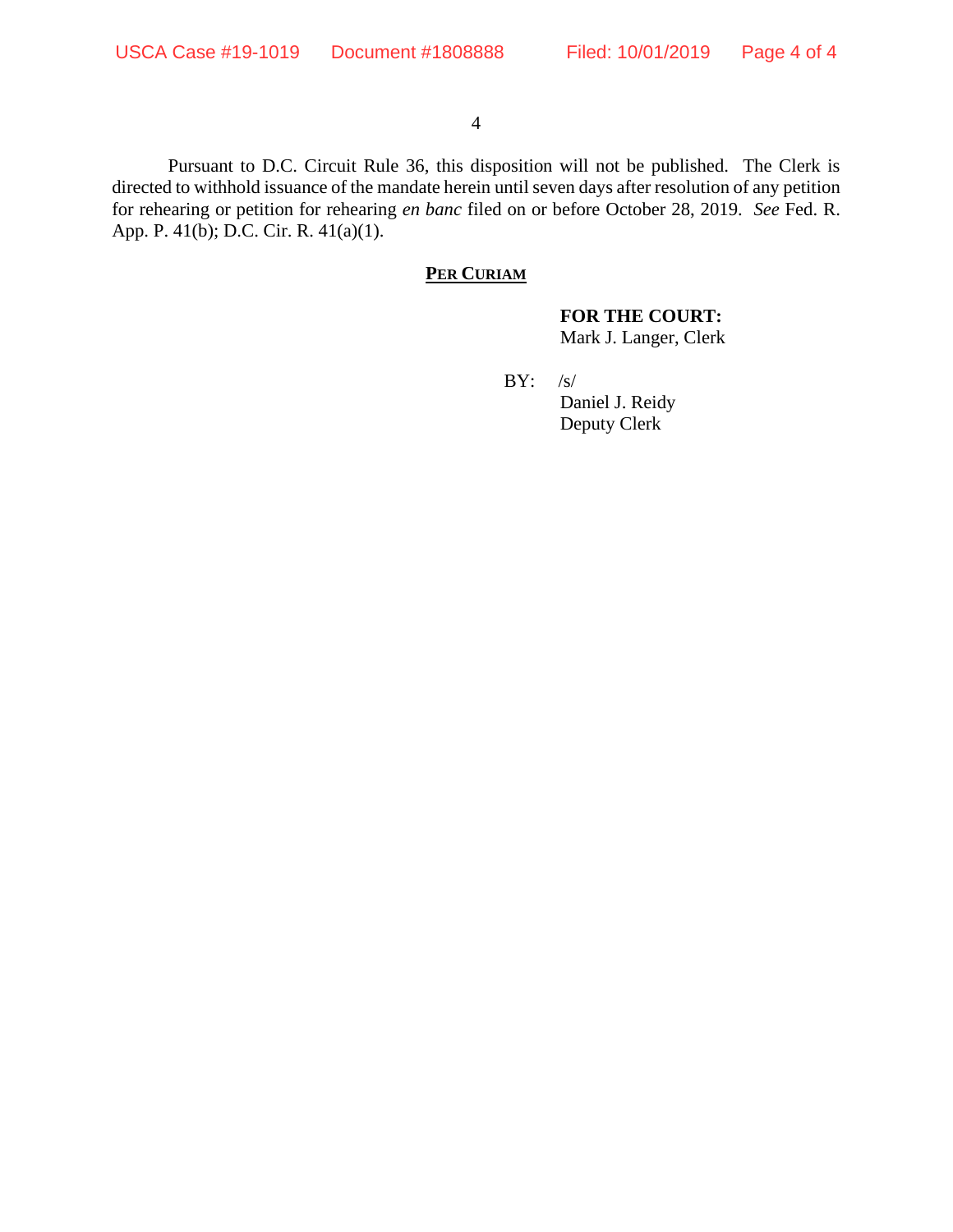Pursuant to D.C. Circuit Rule 36, this disposition will not be published. The Clerk is directed to withhold issuance of the mandate herein until seven days after resolution of any petition for rehearing or petition for rehearing *en banc* filed on or before October 28, 2019. *See* Fed. R. App. P. 41(b); D.C. Cir. R. 41(a)(1).

**PER CURIAM**

**FOR THE COURT:**
Mark J. Langer, Clerk

BY: /s/
Daniel J. Reidy
Deputy Clerk